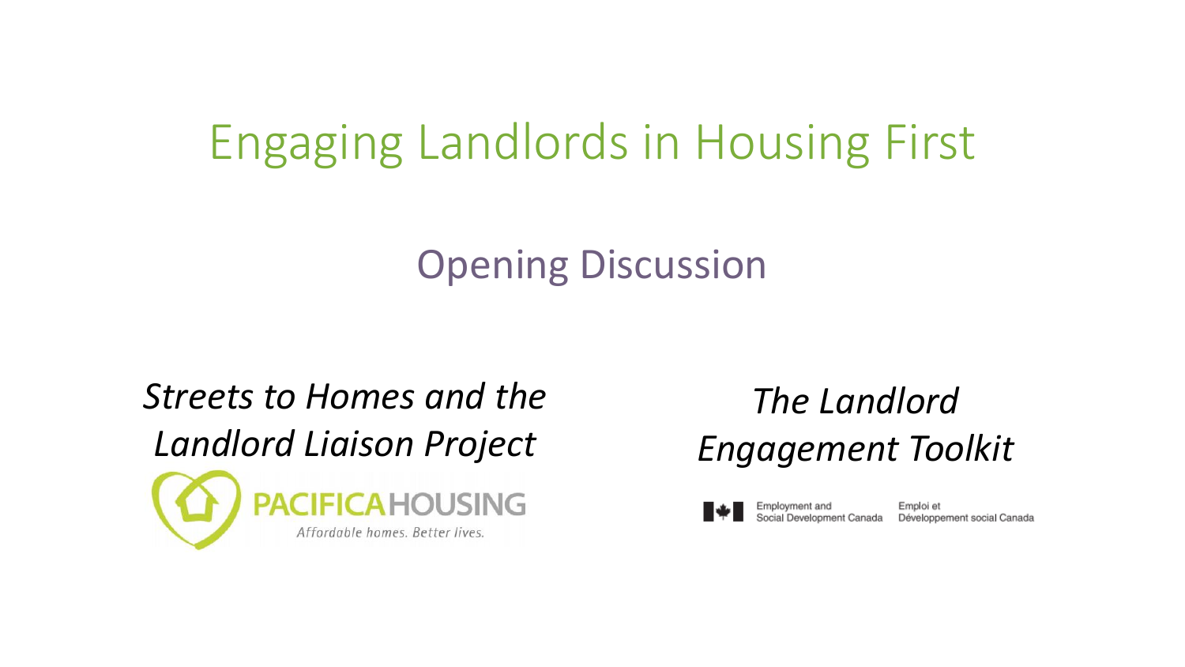# Engaging Landlords in Housing First

## Opening Discussion

*Streets to Homes and the Landlord Liaison Project*

PACIFICA HOUSING

Affordable homes. Better lives.

*The Landlord Engagement Toolkit*

Employment and Social Development Canada

Emploi et Développement social Canada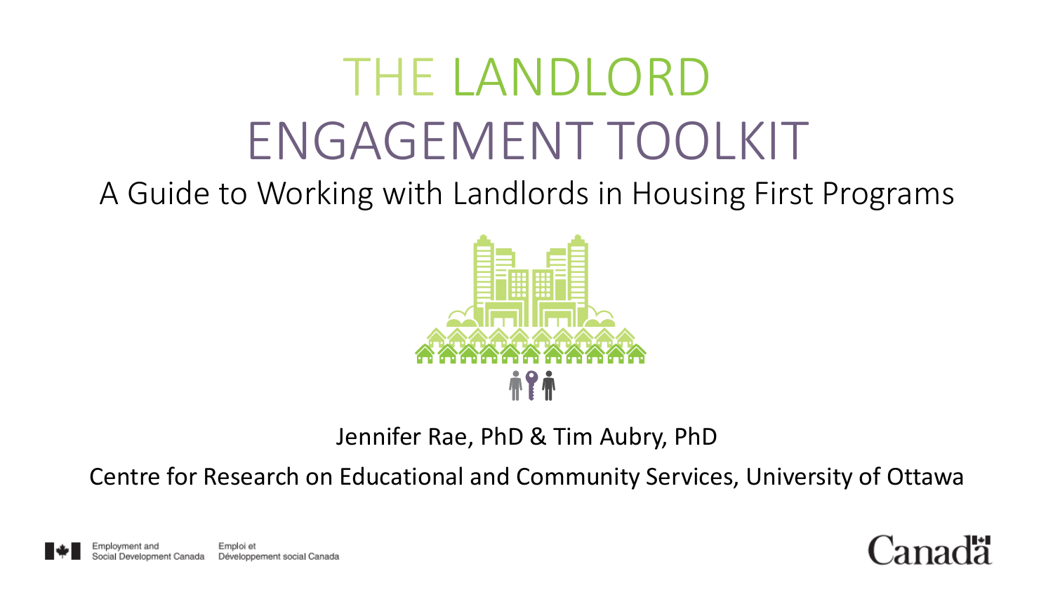# THE LANDLORD ENGAGEMENT TOOLKIT

## A Guide to Working with Landlords in Housing First Programs

Jennifer Rae, PhD & Tim Aubry, PhD

Centre for Research on Educational and Community Services, University of Ottawa

Employment and Social Development Canada | Emploi et Développement social Canada

Canada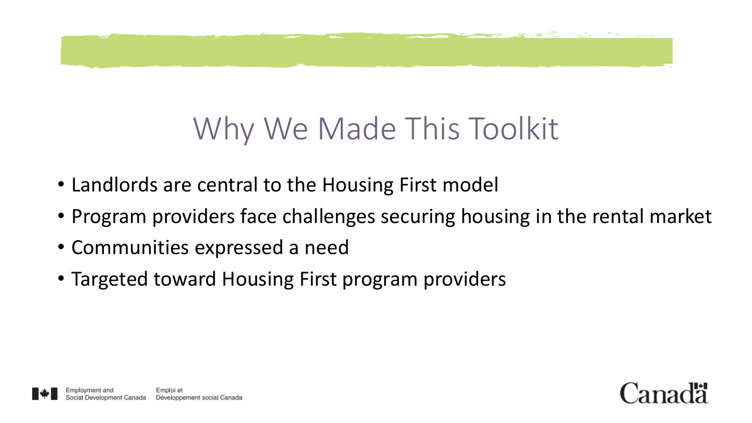# Why We Made This Toolkit

- Landlords are central to the Housing First model
- Program providers face challenges securing housing in the rental market
- Communities expressed a need
- Targeted toward Housing First program providers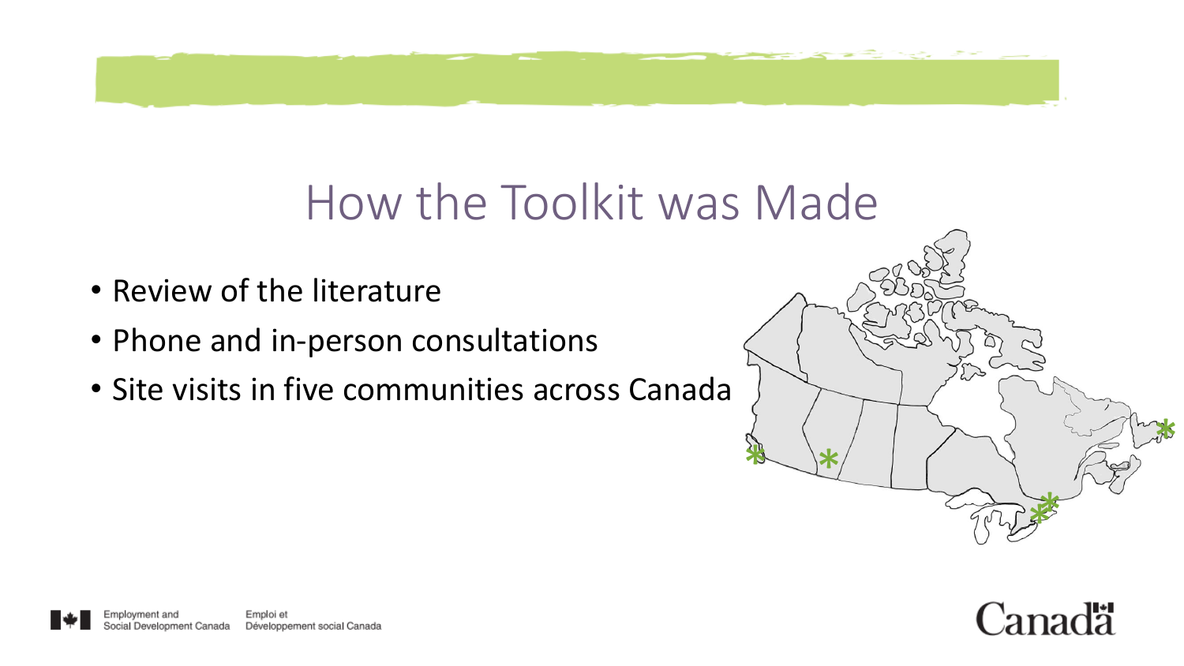# How the Toolkit was Made

- Review of the literature
- Phone and in-person consultations
- Site visits in five communities across Canada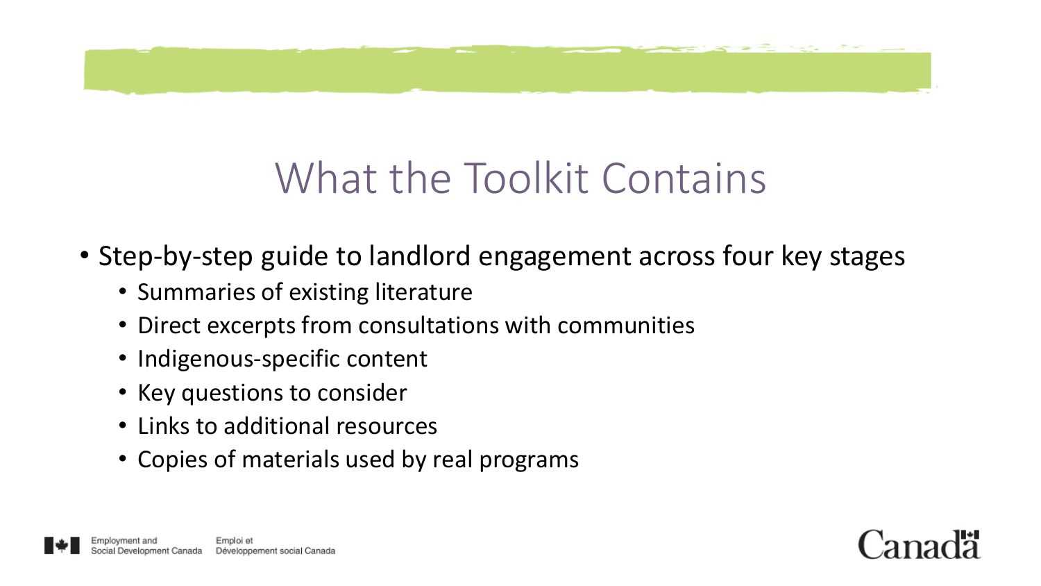# What the Toolkit Contains

- Step-by-step guide to landlord engagement across four key stages
  - Summaries of existing literature
  - Direct excerpts from consultations with communities
  - Indigenous-specific content
  - Key questions to consider
  - Links to additional resources
  - Copies of materials used by real programs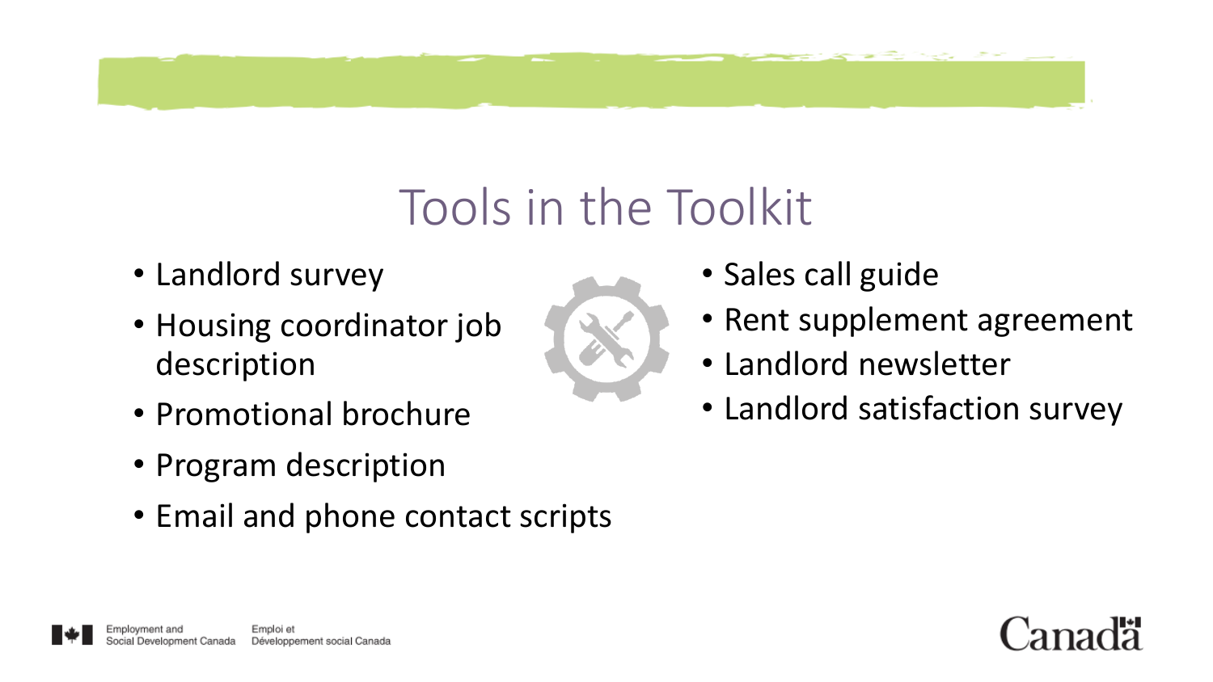# Tools in the Toolkit

- Landlord survey
- Housing coordinator job description
- Promotional brochure
- Program description
- Email and phone contact scripts
- Sales call guide
- Rent supplement agreement
- Landlord newsletter
- Landlord satisfaction survey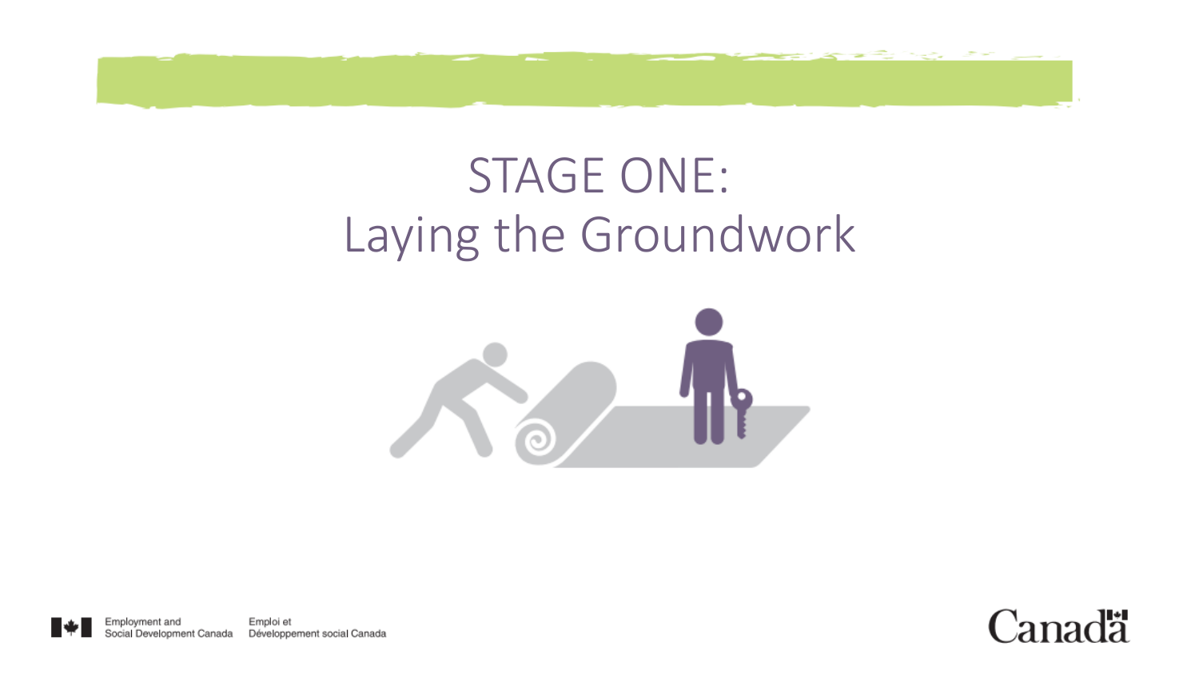# STAGE ONE: Laying the Groundwork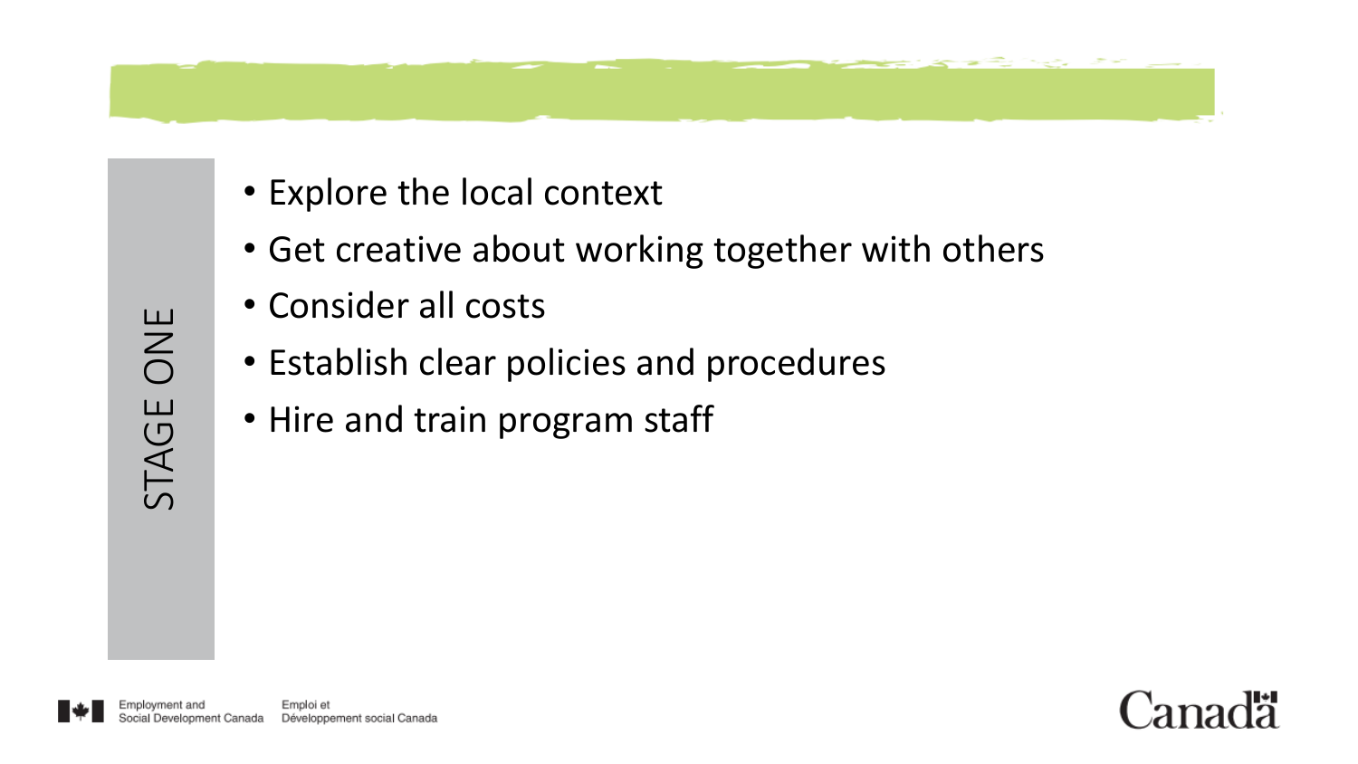## STAGE ONE

- Explore the local context
- Get creative about working together with others
- Consider all costs
- Establish clear policies and procedures
- Hire and train program staff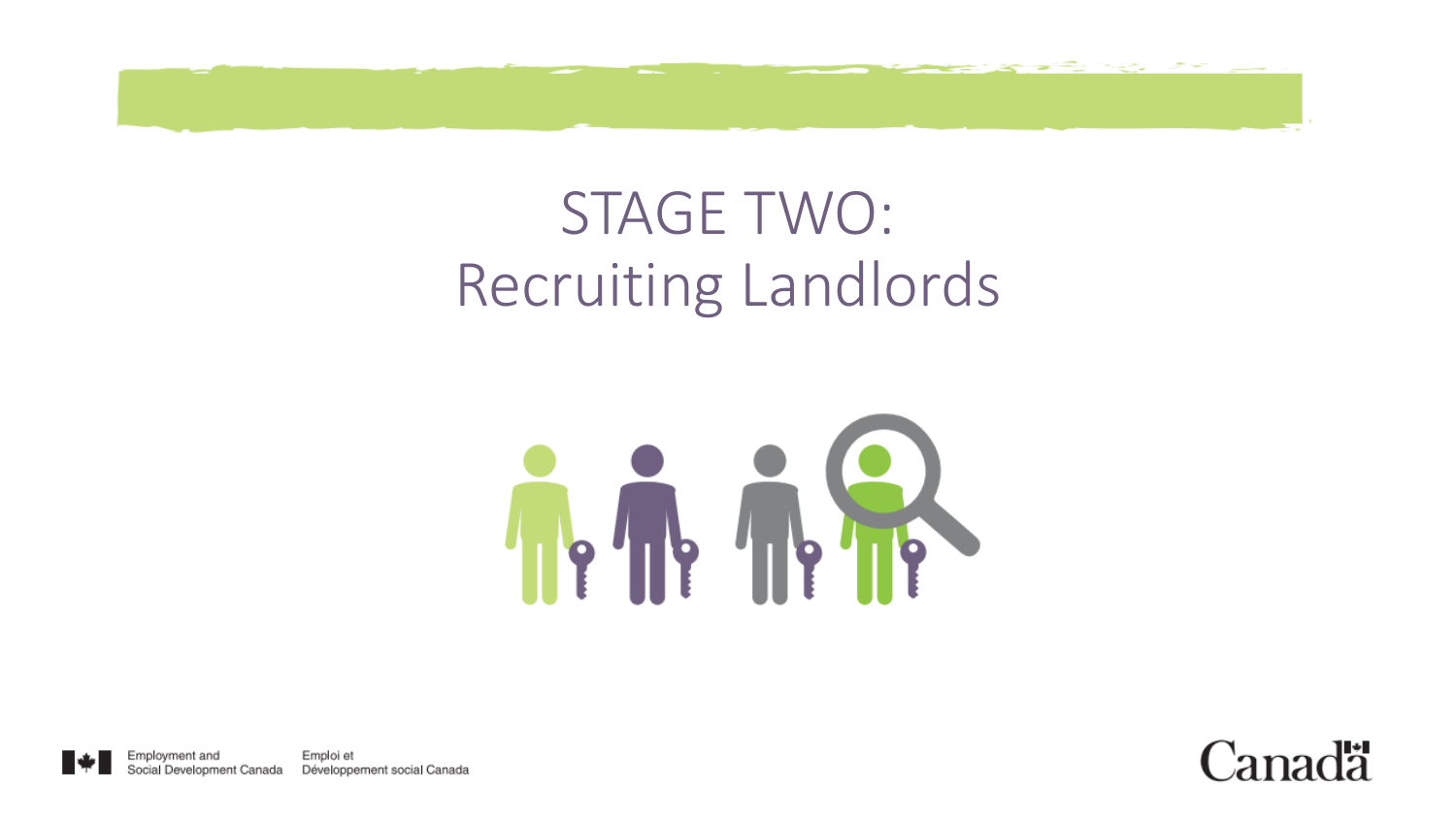# STAGE TWO: Recruiting Landlords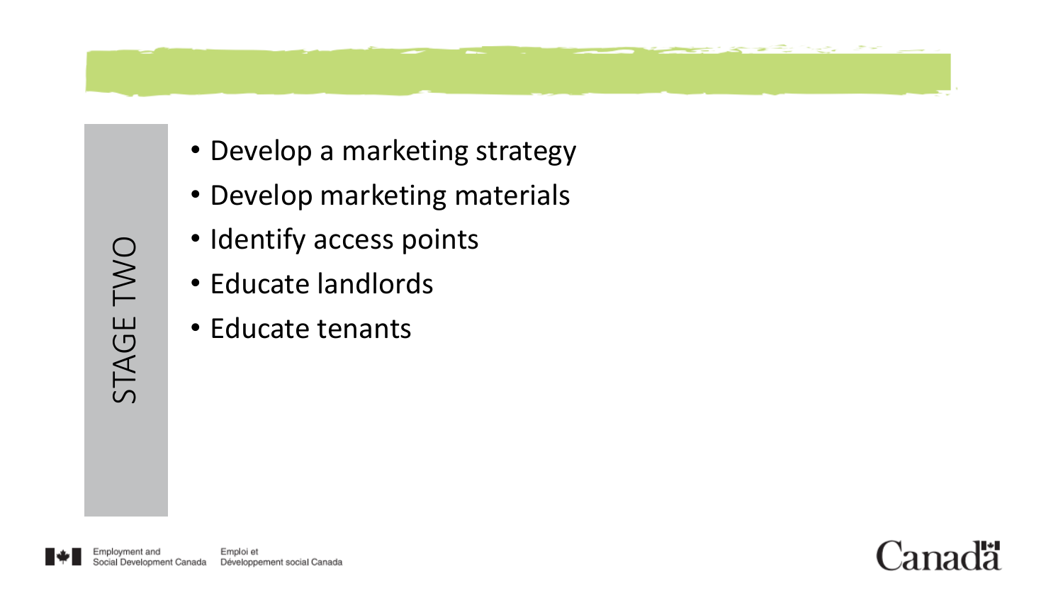## STAGE TWO

- Develop a marketing strategy
- Develop marketing materials
- Identify access points
- Educate landlords
- Educate tenants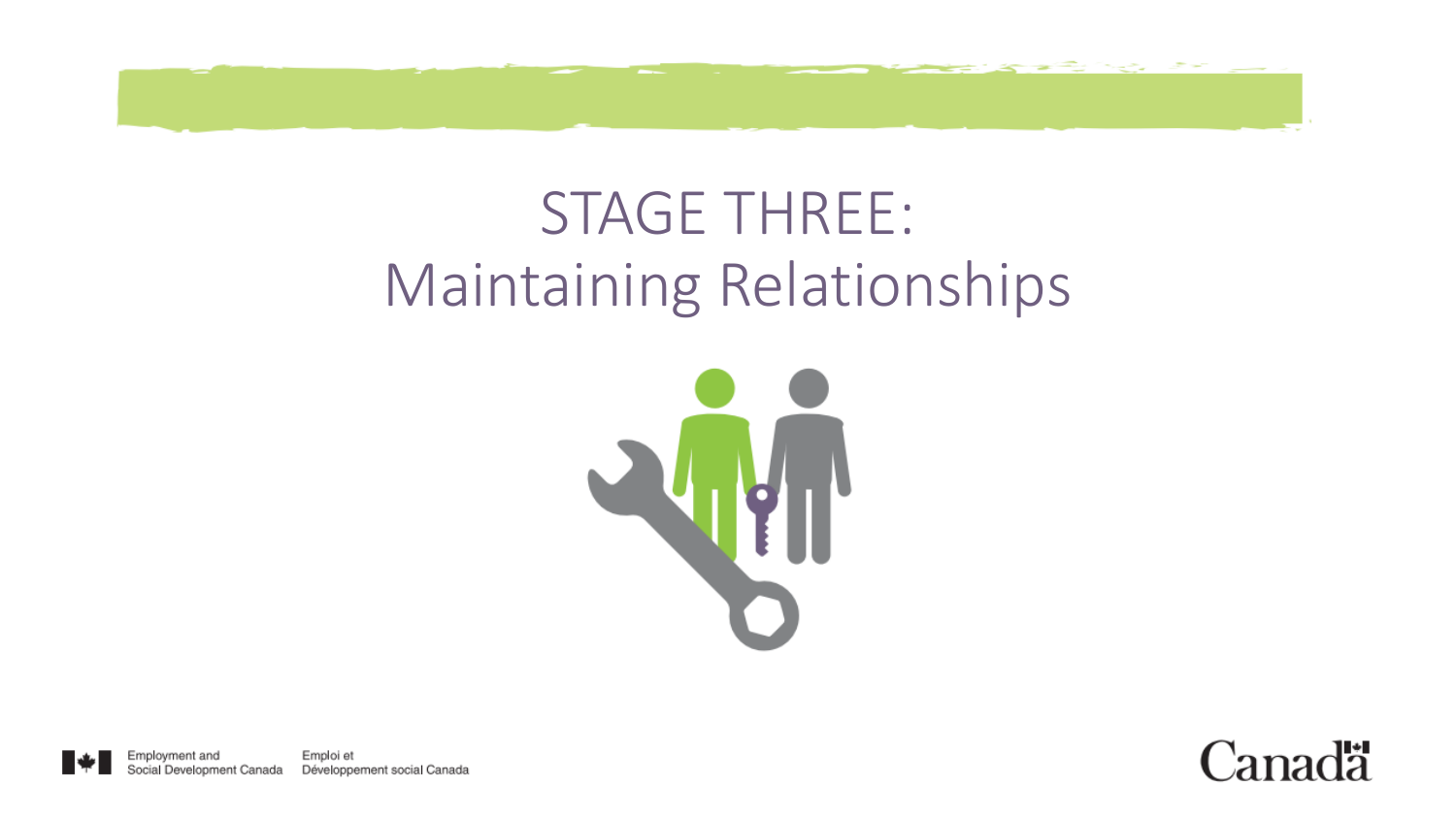# STAGE THREE: Maintaining Relationships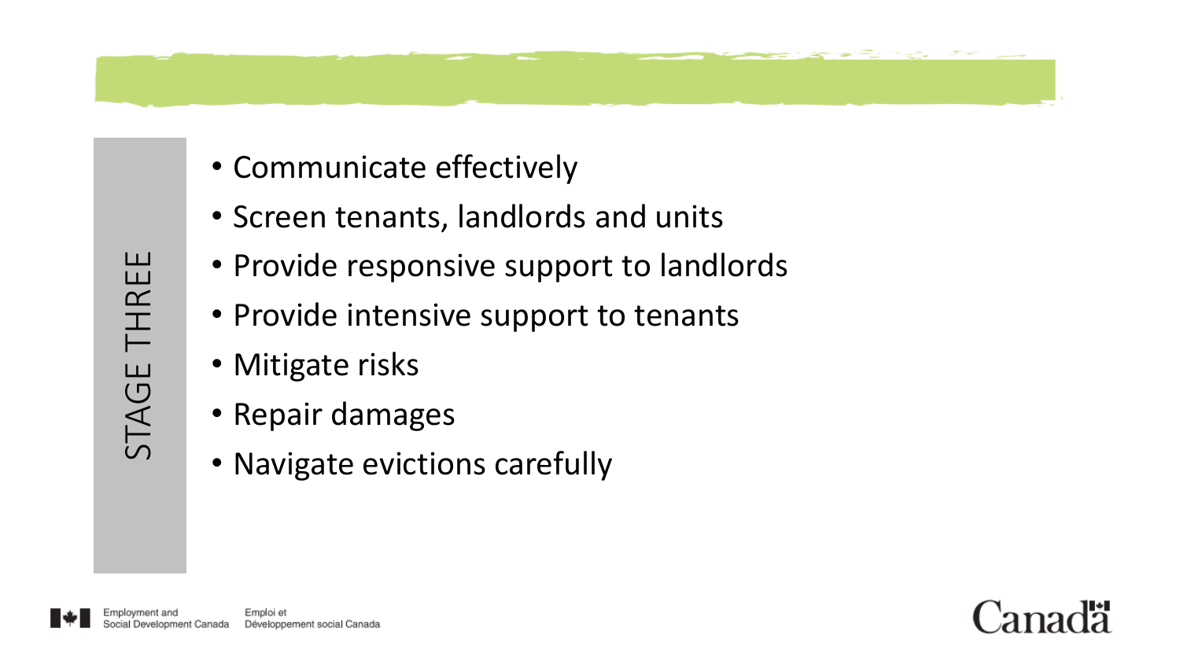## STAGE THREE

- Communicate effectively
- Screen tenants, landlords and units
- Provide responsive support to landlords
- Provide intensive support to tenants
- Mitigate risks
- Repair damages
- Navigate evictions carefully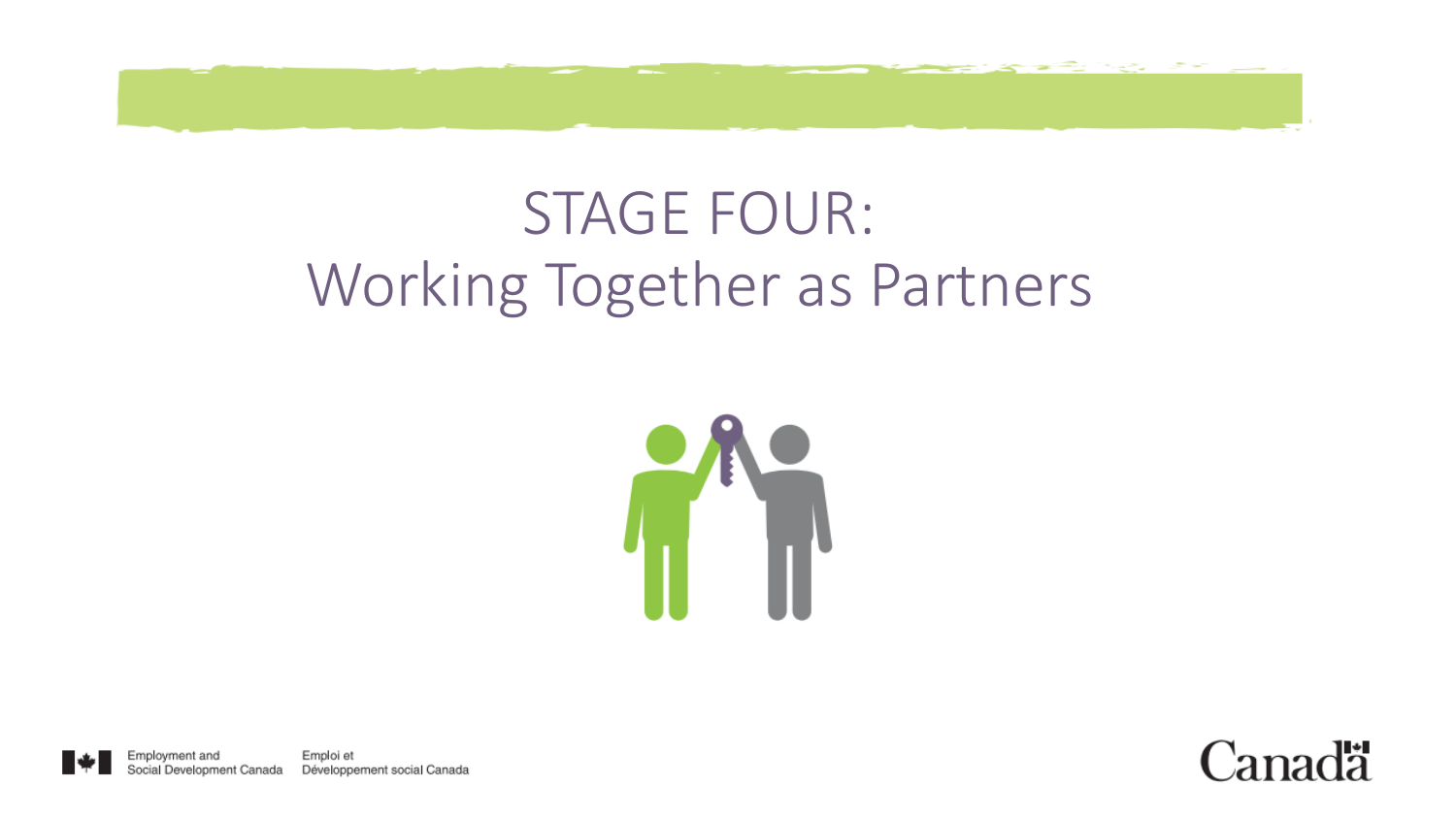# STAGE FOUR: Working Together as Partners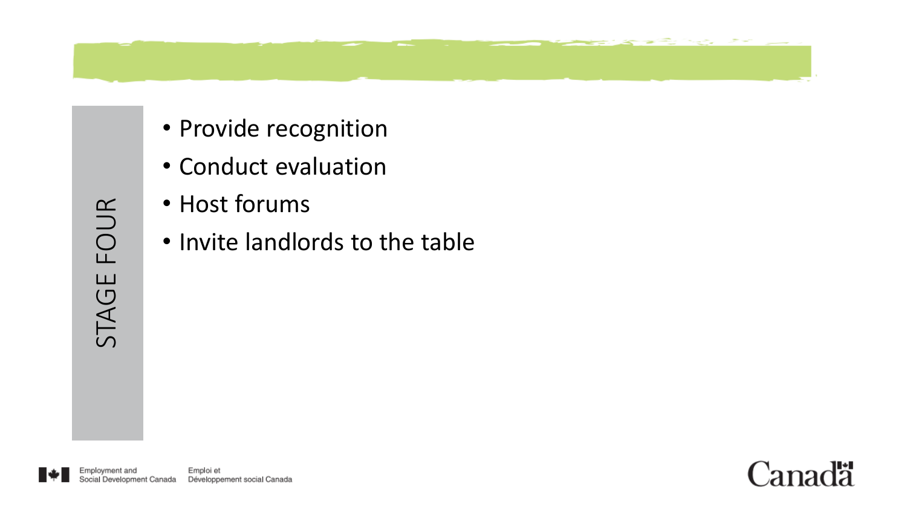## STAGE FOUR

- Provide recognition
- Conduct evaluation
- Host forums
- Invite landlords to the table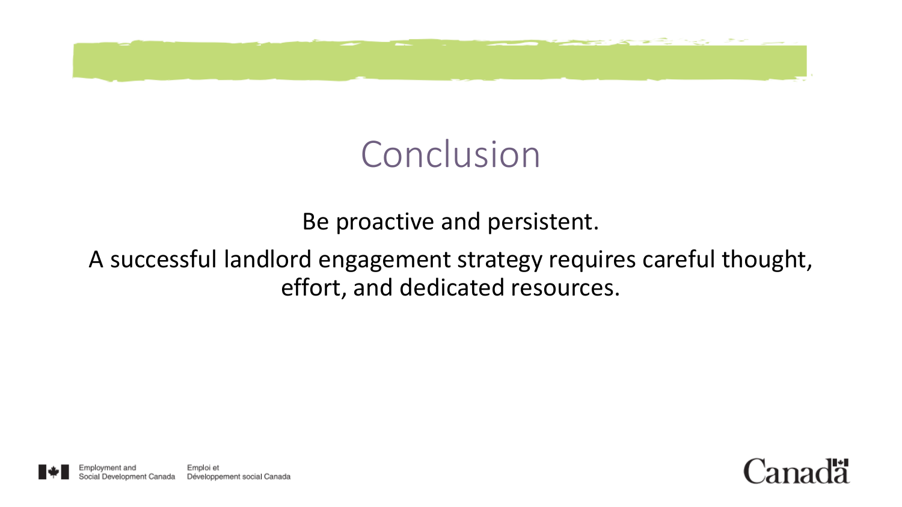# Conclusion

Be proactive and persistent.

A successful landlord engagement strategy requires careful thought, effort, and dedicated resources.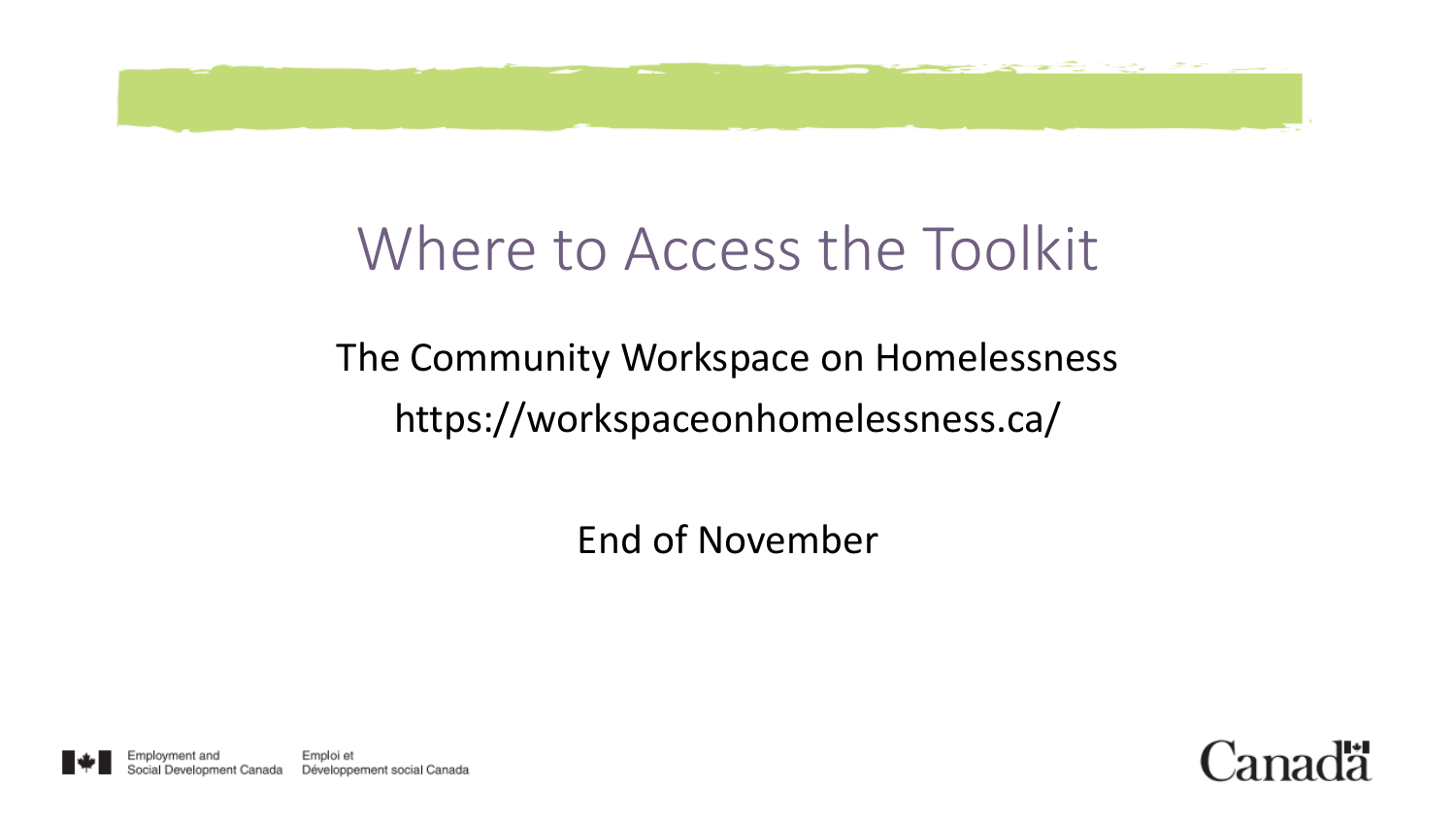# Where to Access the Toolkit

The Community Workspace on Homelessness

https://workspaceonhomelessness.ca/

End of November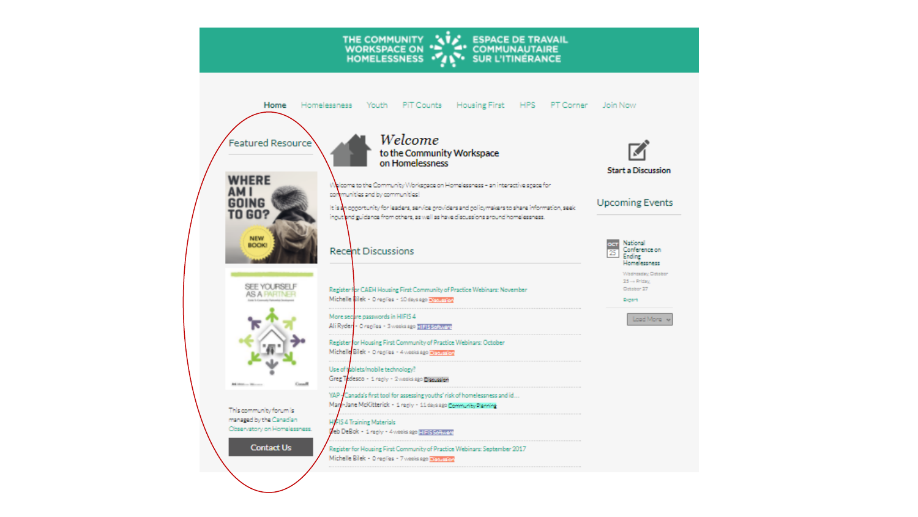THE COMMUNITY WORKSPACE ON HOMELESSNESS | ESPACE DE TRAVAIL COMMUNAUTAIRE SUR L'ITINÉRANCE

Home | Homelessness | Youth | PiT Counts | Housing First | HPS | PT Corner | Join Now

## Featured Resource

WHERE AM I GOING TO GO? NEW BOOK!

SEE YOURSELF AS A PARTNER

This community forum is managed by the Canadian Observatory on Homelessness.

Contact Us

## *Welcome* to the Community Workspace on Homelessness

Welcome to the Community Workspace on Homelessness - an interactive space for communities and by communities!

It is an opportunity for leaders, service providers and policymakers to share information, seek input and guidance from others, as well as have discussions around homelessness.

## Recent Discussions

Register for CAEH Housing First Community of Practice Webinars: November
Michelle Bilek - 0 replies - 10 days ago Discussion

More secure passwords in HIFIS 4
Ali Ryder - 0 replies - 3 weeks ago HIFIS Software

Register for Housing First Community of Practice Webinars: October
Michelle Bilek - 0 replies - 4 weeks ago Discussion

Use of tablets/mobile technology?
Greg Tedesco - 1 reply - 2 weeks ago Discussion

YAP - Canada's first tool for assessing youths' risk of homelessness and id...
Mary-Jane McKitterick - 1 reply - 11 days ago Community Planning

HIFIS 4 Training Materials
Deb DeBok - 1 reply - 4 weeks ago HIFIS Software

Register for Housing First Community of Practice Webinars: September 2017
Michelle Bilek - 0 replies - 7 weeks ago Discussion

Start a Discussion

## Upcoming Events

OCT 25 National Conference on Ending Homelessness
Wednesday, October 25 → Friday, October 27
Export

Load More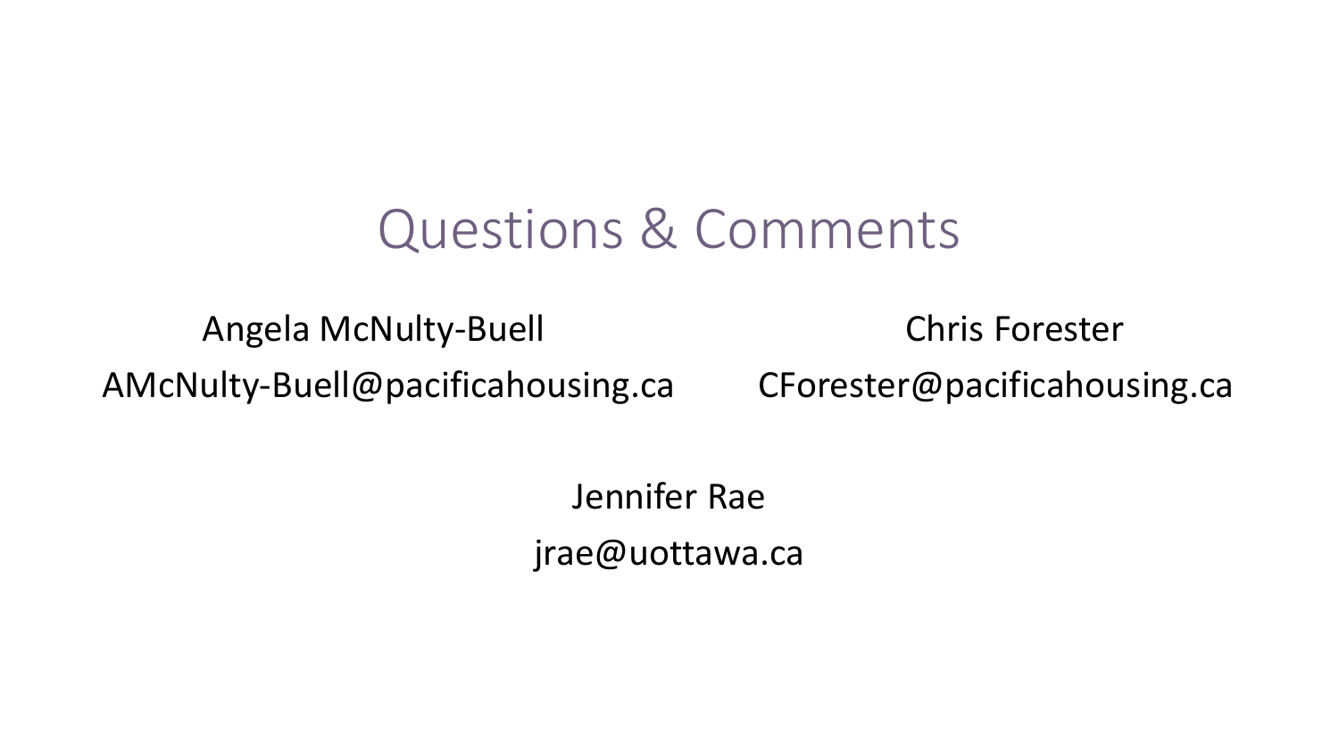# Questions & Comments

Angela McNulty-Buell

AMcNulty-Buell@pacificahousing.ca

Chris Forester

CForester@pacificahousing.ca

Jennifer Rae

jrae@uottawa.ca